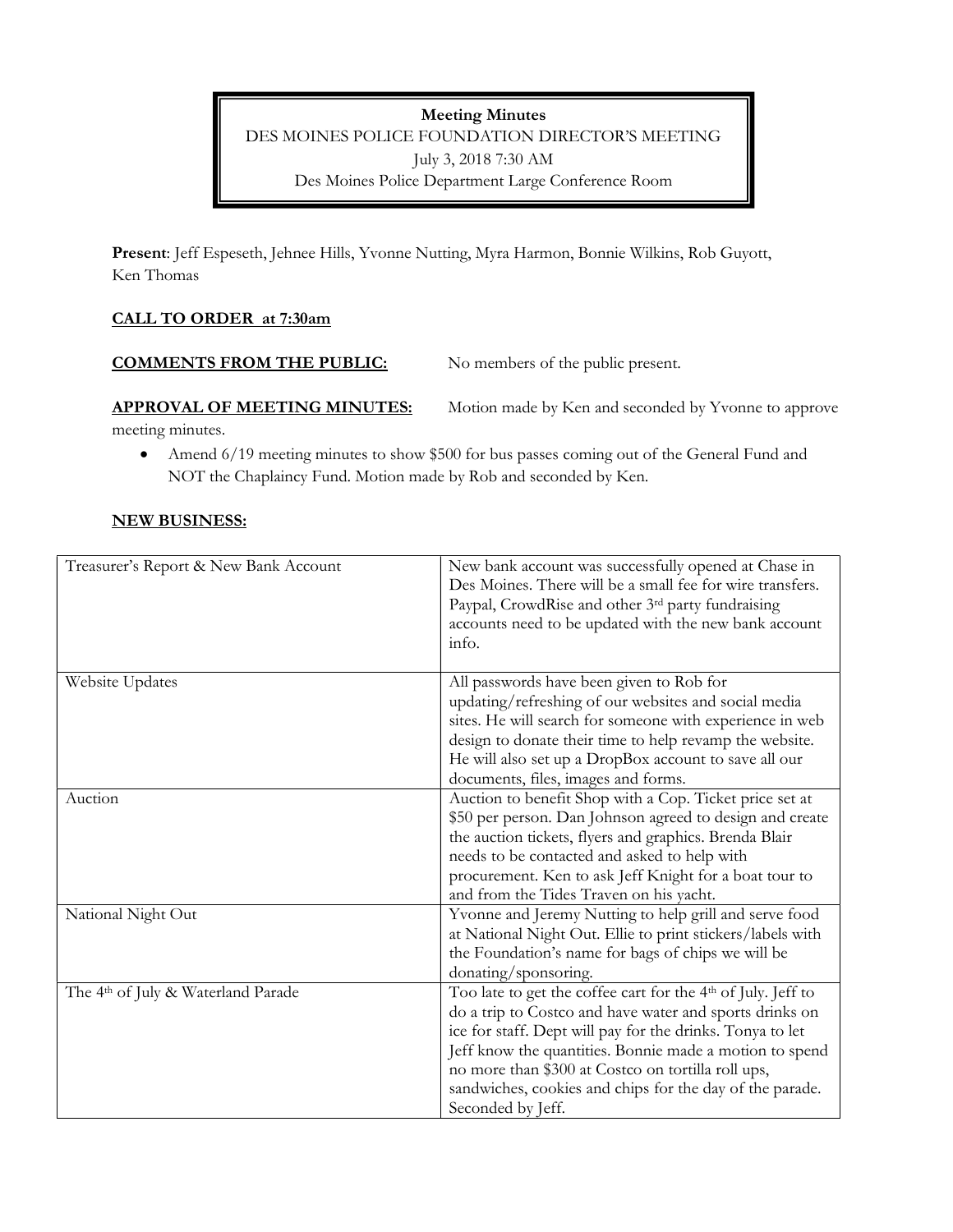**Meeting Minutes**

DES MOINES POLICE FOUNDATION DIRECTOR'S MEETING

July 3, 2018 7:30 AM

Des Moines Police Department Large Conference Room

**Present**: Jeff Espeseth, Jehnee Hills, Yvonne Nutting, Myra Harmon, Bonnie Wilkins, Rob Guyott, Ken Thomas

**CALL TO ORDER at 7:30am**

**COMMENTS FROM THE PUBLIC:** No members of the public present.

**APPROVAL OF MEETING MINUTES:** Motion made by Ken and seconded by Yvonne to approve meeting minutes.

- Amend 6/19 meeting minutes to show $500 for bus passes coming out of the General Fund and NOT the Chaplaincy Fund. Motion made by Rob and seconded by Ken.

**NEW BUSINESS:**

| | |
|---|---|
| Treasurer's Report & New Bank Account | New bank account was successfully opened at Chase in Des Moines. There will be a small fee for wire transfers. Paypal, CrowdRise and other 3rd party fundraising accounts need to be updated with the new bank account info. |
| Website Updates | All passwords have been given to Rob for updating/refreshing of our websites and social media sites. He will search for someone with experience in web design to donate their time to help revamp the website. He will also set up a DropBox account to save all our documents, files, images and forms. |
| Auction | Auction to benefit Shop with a Cop. Ticket price set at $50 per person. Dan Johnson agreed to design and create the auction tickets, flyers and graphics. Brenda Blair needs to be contacted and asked to help with procurement. Ken to ask Jeff Knight for a boat tour to and from the Tides Traven on his yacht. |
| National Night Out | Yvonne and Jeremy Nutting to help grill and serve food at National Night Out. Ellie to print stickers/labels with the Foundation's name for bags of chips we will be donating/sponsoring. |
| The 4th of July & Waterland Parade | Too late to get the coffee cart for the 4th of July. Jeff to do a trip to Costco and have water and sports drinks on ice for staff. Dept will pay for the drinks. Tonya to let Jeff know the quantities. Bonnie made a motion to spend no more than $300 at Costco on tortilla roll ups, sandwiches, cookies and chips for the day of the parade. Seconded by Jeff. |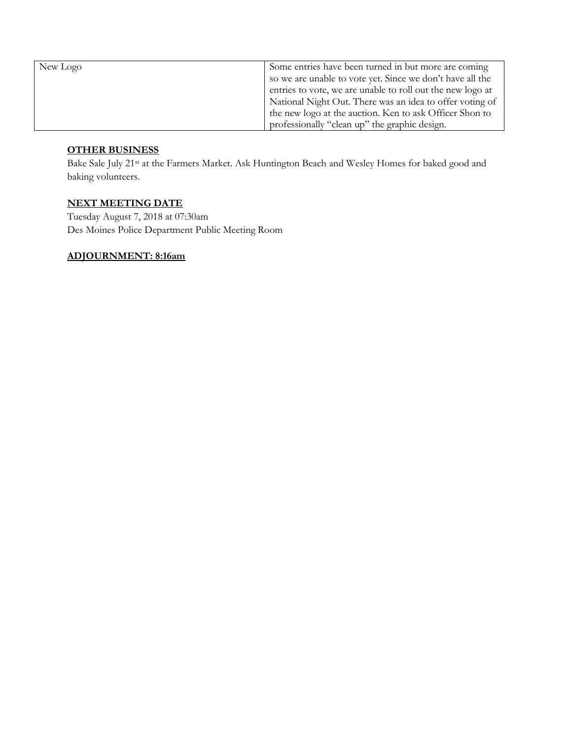| | |
|---|---|
| New Logo | Some entries have been turned in but more are coming so we are unable to vote yet. Since we don't have all the entries to vote, we are unable to roll out the new logo at National Night Out. There was an idea to offer voting of the new logo at the auction. Ken to ask Officer Shon to professionally "clean up" the graphic design. |

**OTHER BUSINESS**

Bake Sale July 21st at the Farmers Market. Ask Huntington Beach and Wesley Homes for baked good and baking volunteers.

**NEXT MEETING DATE**

Tuesday August 7, 2018 at 07:30am
Des Moines Police Department Public Meeting Room

**ADJOURNMENT: 8:16am**